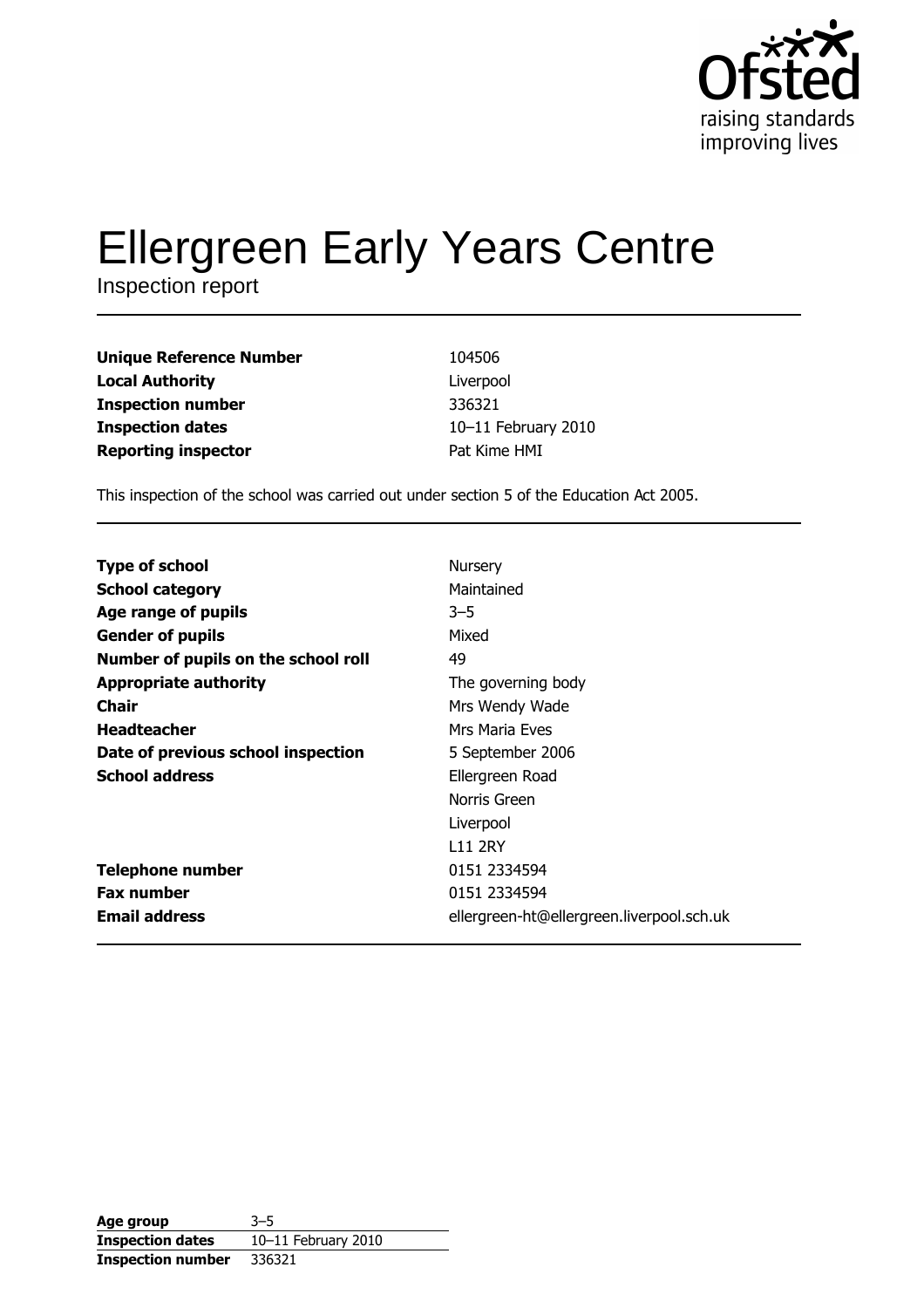Ofsted
raising standards
improving lives

# Ellergreen Early Years Centre

Inspection report

| | |
|---|---|
| **Unique Reference Number** | 104506 |
| **Local Authority** | Liverpool |
| **Inspection number** | 336321 |
| **Inspection dates** | 10–11 February 2010 |
| **Reporting inspector** | Pat Kime HMI |

This inspection of the school was carried out under section 5 of the Education Act 2005.

| | |
|---|---|
| **Type of school** | Nursery |
| **School category** | Maintained |
| **Age range of pupils** | 3–5 |
| **Gender of pupils** | Mixed |
| **Number of pupils on the school roll** | 49 |
| **Appropriate authority** | The governing body |
| **Chair** | Mrs Wendy Wade |
| **Headteacher** | Mrs Maria Eves |
| **Date of previous school inspection** | 5 September 2006 |
| **School address** | Ellergreen Road<br>Norris Green<br>Liverpool<br>L11 2RY |
| **Telephone number** | 0151 2334594 |
| **Fax number** | 0151 2334594 |
| **Email address** | ellergreen-ht@ellergreen.liverpool.sch.uk |

| | |
|---|---|
| **Age group** | 3–5 |
| **Inspection dates** | 10–11 February 2010 |
| **Inspection number** | 336321 |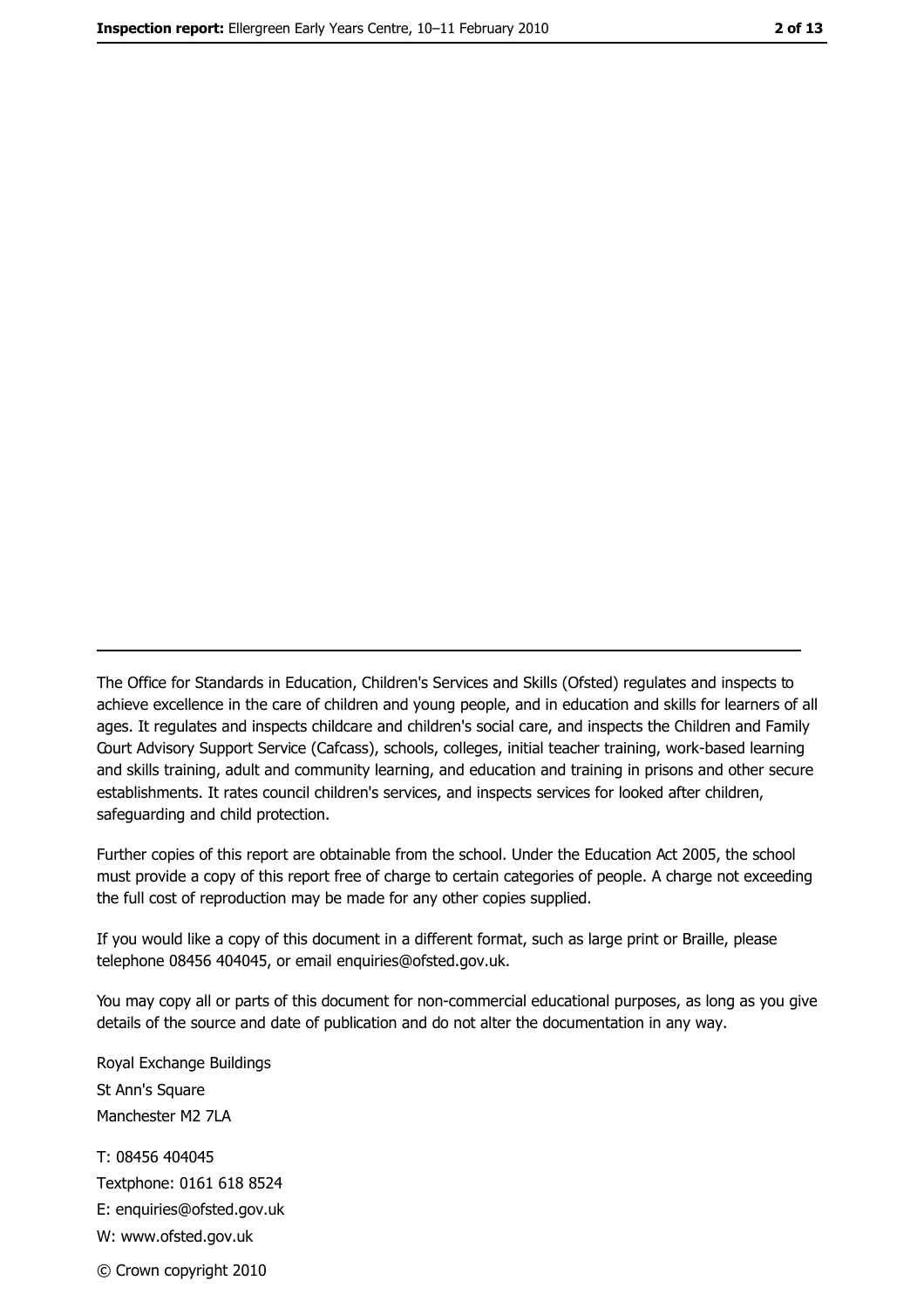The Office for Standards in Education, Children's Services and Skills (Ofsted) regulates and inspects to achieve excellence in the care of children and young people, and in education and skills for learners of all ages. It regulates and inspects childcare and children's social care, and inspects the Children and Family Court Advisory Support Service (Cafcass), schools, colleges, initial teacher training, work-based learning and skills training, adult and community learning, and education and training in prisons and other secure establishments. It rates council children's services, and inspects services for looked after children, safeguarding and child protection.

Further copies of this report are obtainable from the school. Under the Education Act 2005, the school must provide a copy of this report free of charge to certain categories of people. A charge not exceeding the full cost of reproduction may be made for any other copies supplied.

If you would like a copy of this document in a different format, such as large print or Braille, please telephone 08456 404045, or email enquiries@ofsted.gov.uk.

You may copy all or parts of this document for non-commercial educational purposes, as long as you give details of the source and date of publication and do not alter the documentation in any way.

Royal Exchange Buildings
St Ann's Square
Manchester M2 7LA

T: 08456 404045
Textphone: 0161 618 8524
E: enquiries@ofsted.gov.uk
W: www.ofsted.gov.uk

© Crown copyright 2010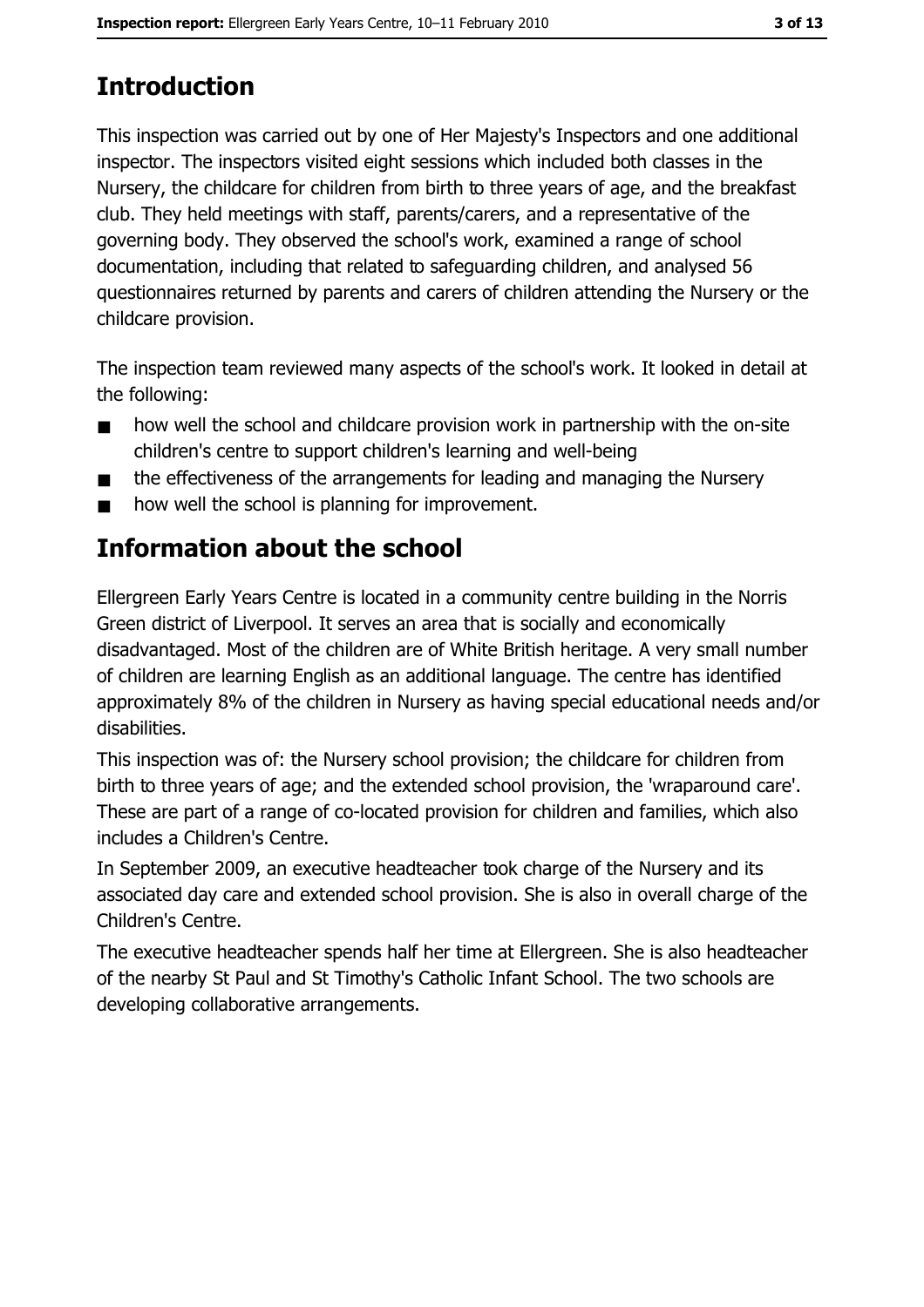## Introduction

This inspection was carried out by one of Her Majesty's Inspectors and one additional inspector. The inspectors visited eight sessions which included both classes in the Nursery, the childcare for children from birth to three years of age, and the breakfast club. They held meetings with staff, parents/carers, and a representative of the governing body. They observed the school's work, examined a range of school documentation, including that related to safeguarding children, and analysed 56 questionnaires returned by parents and carers of children attending the Nursery or the childcare provision.

The inspection team reviewed many aspects of the school's work. It looked in detail at the following:

- how well the school and childcare provision work in partnership with the on-site children's centre to support children's learning and well-being
- the effectiveness of the arrangements for leading and managing the Nursery
- how well the school is planning for improvement.

## Information about the school

Ellergreen Early Years Centre is located in a community centre building in the Norris Green district of Liverpool. It serves an area that is socially and economically disadvantaged. Most of the children are of White British heritage. A very small number of children are learning English as an additional language. The centre has identified approximately 8% of the children in Nursery as having special educational needs and/or disabilities.

This inspection was of: the Nursery school provision; the childcare for children from birth to three years of age; and the extended school provision, the 'wraparound care'. These are part of a range of co-located provision for children and families, which also includes a Children's Centre.

In September 2009, an executive headteacher took charge of the Nursery and its associated day care and extended school provision. She is also in overall charge of the Children's Centre.

The executive headteacher spends half her time at Ellergreen. She is also headteacher of the nearby St Paul and St Timothy's Catholic Infant School. The two schools are developing collaborative arrangements.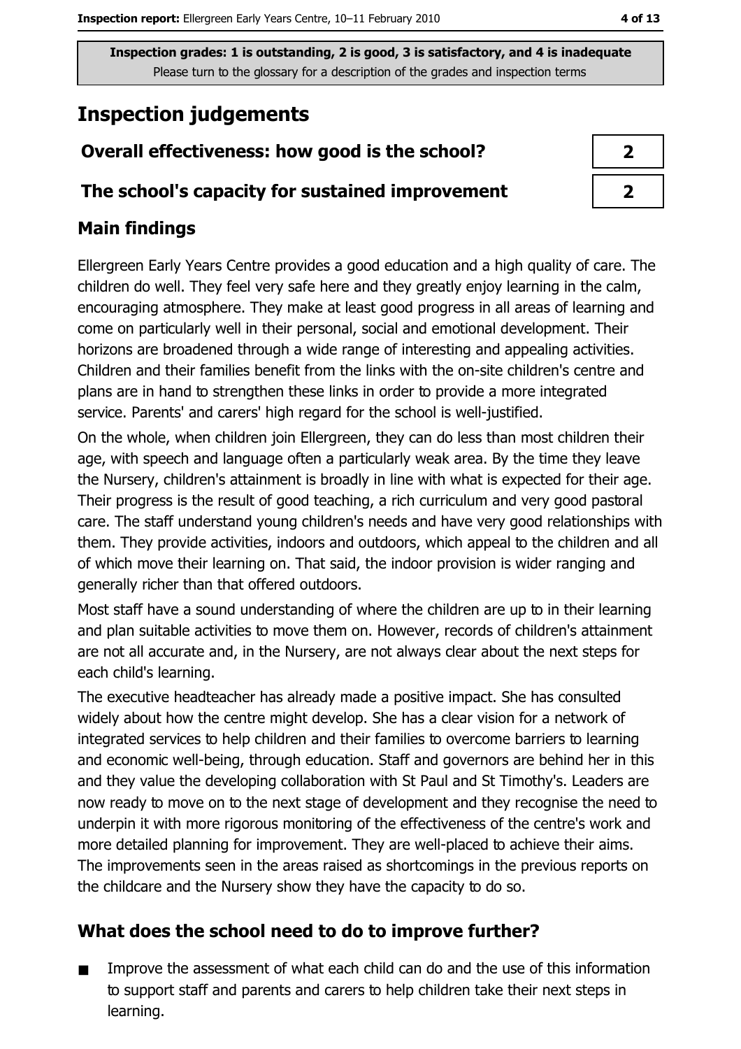**Inspection grades: 1 is outstanding, 2 is good, 3 is satisfactory, and 4 is inadequate**
Please turn to the glossary for a description of the grades and inspection terms

# Inspection judgements

| | |
|---|---|
| **Overall effectiveness: how good is the school?** | **2** |
| **The school's capacity for sustained improvement** | **2** |

## Main findings

Ellergreen Early Years Centre provides a good education and a high quality of care. The children do well. They feel very safe here and they greatly enjoy learning in the calm, encouraging atmosphere. They make at least good progress in all areas of learning and come on particularly well in their personal, social and emotional development. Their horizons are broadened through a wide range of interesting and appealing activities. Children and their families benefit from the links with the on-site children's centre and plans are in hand to strengthen these links in order to provide a more integrated service. Parents' and carers' high regard for the school is well-justified.

On the whole, when children join Ellergreen, they can do less than most children their age, with speech and language often a particularly weak area. By the time they leave the Nursery, children's attainment is broadly in line with what is expected for their age. Their progress is the result of good teaching, a rich curriculum and very good pastoral care. The staff understand young children's needs and have very good relationships with them. They provide activities, indoors and outdoors, which appeal to the children and all of which move their learning on. That said, the indoor provision is wider ranging and generally richer than that offered outdoors.

Most staff have a sound understanding of where the children are up to in their learning and plan suitable activities to move them on. However, records of children's attainment are not all accurate and, in the Nursery, are not always clear about the next steps for each child's learning.

The executive headteacher has already made a positive impact. She has consulted widely about how the centre might develop. She has a clear vision for a network of integrated services to help children and their families to overcome barriers to learning and economic well-being, through education. Staff and governors are behind her in this and they value the developing collaboration with St Paul and St Timothy's. Leaders are now ready to move on to the next stage of development and they recognise the need to underpin it with more rigorous monitoring of the effectiveness of the centre's work and more detailed planning for improvement. They are well-placed to achieve their aims. The improvements seen in the areas raised as shortcomings in the previous reports on the childcare and the Nursery show they have the capacity to do so.

## What does the school need to do to improve further?

- Improve the assessment of what each child can do and the use of this information to support staff and parents and carers to help children take their next steps in learning.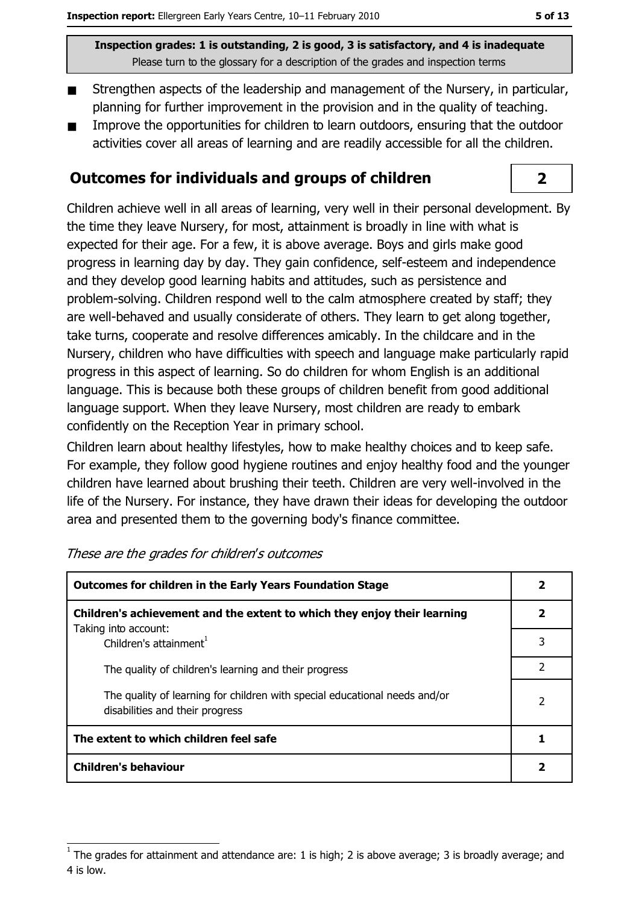Inspection grades: 1 is outstanding, 2 is good, 3 is satisfactory, and 4 is inadequate
Please turn to the glossary for a description of the grades and inspection terms

- Strengthen aspects of the leadership and management of the Nursery, in particular, planning for further improvement in the provision and in the quality of teaching.
- Improve the opportunities for children to learn outdoors, ensuring that the outdoor activities cover all areas of learning and are readily accessible for all the children.

## Outcomes for individuals and groups of children — 2

Children achieve well in all areas of learning, very well in their personal development. By the time they leave Nursery, for most, attainment is broadly in line with what is expected for their age. For a few, it is above average. Boys and girls make good progress in learning day by day. They gain confidence, self-esteem and independence and they develop good learning habits and attitudes, such as persistence and problem-solving. Children respond well to the calm atmosphere created by staff; they are well-behaved and usually considerate of others. They learn to get along together, take turns, cooperate and resolve differences amicably. In the childcare and in the Nursery, children who have difficulties with speech and language make particularly rapid progress in this aspect of learning. So do children for whom English is an additional language. This is because both these groups of children benefit from good additional language support. When they leave Nursery, most children are ready to embark confidently on the Reception Year in primary school.

Children learn about healthy lifestyles, how to make healthy choices and to keep safe. For example, they follow good hygiene routines and enjoy healthy food and the younger children have learned about brushing their teeth. Children are very well-involved in the life of the Nursery. For instance, they have drawn their ideas for developing the outdoor area and presented them to the governing body's finance committee.

*These are the grades for children's outcomes*

| | |
|---|---|
| **Outcomes for children in the Early Years Foundation Stage** | **2** |
| **Children's achievement and the extent to which they enjoy their learning** Taking into account: | **2** |
| Children's attainment[1] | 3 |
| The quality of children's learning and their progress | 2 |
| The quality of learning for children with special educational needs and/or disabilities and their progress | 2 |
| **The extent to which children feel safe** | **1** |
| **Children's behaviour** | **2** |

[1] The grades for attainment and attendance are: 1 is high; 2 is above average; 3 is broadly average; and 4 is low.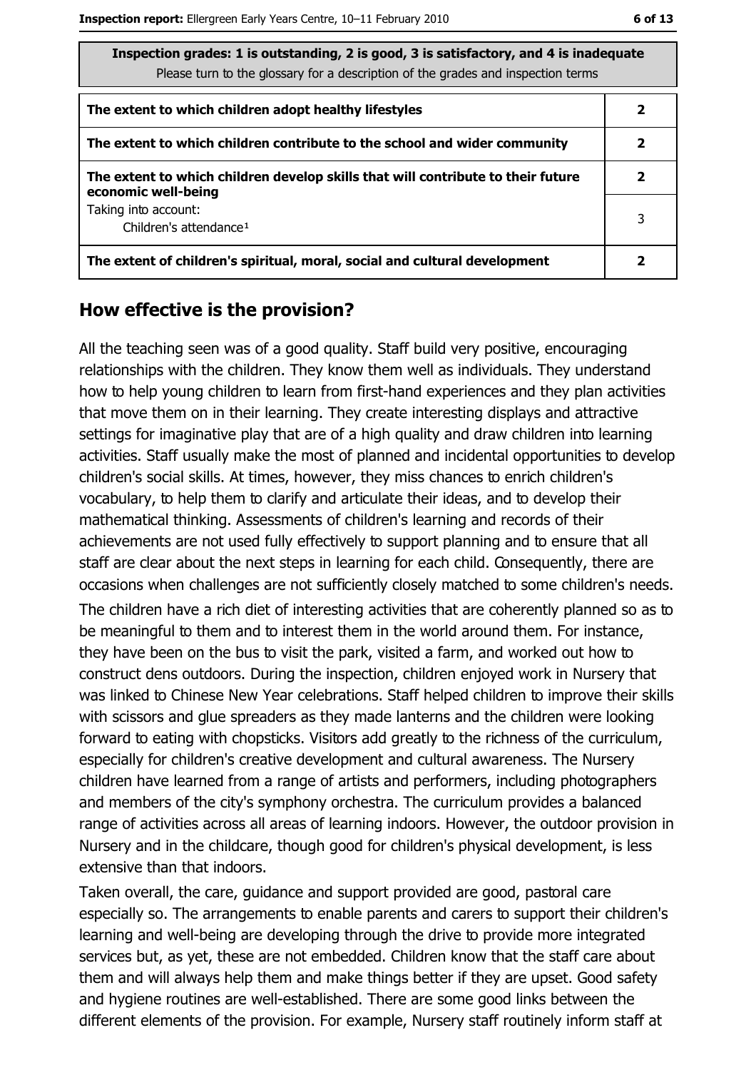| Inspection grades: 1 is outstanding, 2 is good, 3 is satisfactory, and 4 is inadequate<br>Please turn to the glossary for a description of the grades and inspection terms | |
|---|---|
| **The extent to which children adopt healthy lifestyles** | **2** |
| **The extent to which children contribute to the school and wider community** | **2** |
| **The extent to which children develop skills that will contribute to their future economic well-being** | **2** |
| Taking into account:<br>Children's attendance[1] | 3 |
| **The extent of children's spiritual, moral, social and cultural development** | **2** |

## How effective is the provision?

All the teaching seen was of a good quality. Staff build very positive, encouraging relationships with the children. They know them well as individuals. They understand how to help young children to learn from first-hand experiences and they plan activities that move them on in their learning. They create interesting displays and attractive settings for imaginative play that are of a high quality and draw children into learning activities. Staff usually make the most of planned and incidental opportunities to develop children's social skills. At times, however, they miss chances to enrich children's vocabulary, to help them to clarify and articulate their ideas, and to develop their mathematical thinking. Assessments of children's learning and records of their achievements are not used fully effectively to support planning and to ensure that all staff are clear about the next steps in learning for each child. Consequently, there are occasions when challenges are not sufficiently closely matched to some children's needs.

The children have a rich diet of interesting activities that are coherently planned so as to be meaningful to them and to interest them in the world around them. For instance, they have been on the bus to visit the park, visited a farm, and worked out how to construct dens outdoors. During the inspection, children enjoyed work in Nursery that was linked to Chinese New Year celebrations. Staff helped children to improve their skills with scissors and glue spreaders as they made lanterns and the children were looking forward to eating with chopsticks. Visitors add greatly to the richness of the curriculum, especially for children's creative development and cultural awareness. The Nursery children have learned from a range of artists and performers, including photographers and members of the city's symphony orchestra. The curriculum provides a balanced range of activities across all areas of learning indoors. However, the outdoor provision in Nursery and in the childcare, though good for children's physical development, is less extensive than that indoors.

Taken overall, the care, guidance and support provided are good, pastoral care especially so. The arrangements to enable parents and carers to support their children's learning and well-being are developing through the drive to provide more integrated services but, as yet, these are not embedded. Children know that the staff care about them and will always help them and make things better if they are upset. Good safety and hygiene routines are well-established. There are some good links between the different elements of the provision. For example, Nursery staff routinely inform staff at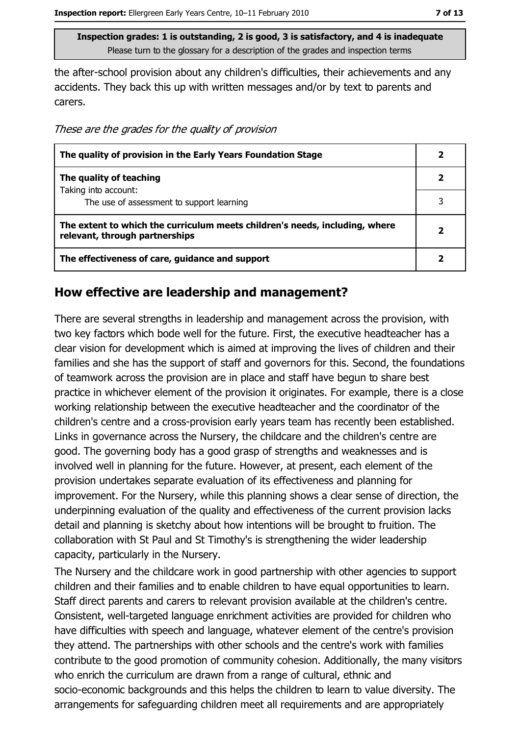Inspection grades: 1 is outstanding, 2 is good, 3 is satisfactory, and 4 is inadequate
Please turn to the glossary for a description of the grades and inspection terms

the after-school provision about any children's difficulties, their achievements and any accidents. They back this up with written messages and/or by text to parents and carers.

*These are the grades for the quality of provision*

| | |
|---|---|
| **The quality of provision in the Early Years Foundation Stage** | **2** |
| **The quality of teaching**<br>Taking into account:<br>The use of assessment to support learning | **2**<br><br>3 |
| **The extent to which the curriculum meets children's needs, including, where relevant, through partnerships** | **2** |
| **The effectiveness of care, guidance and support** | **2** |

## How effective are leadership and management?

There are several strengths in leadership and management across the provision, with two key factors which bode well for the future. First, the executive headteacher has a clear vision for development which is aimed at improving the lives of children and their families and she has the support of staff and governors for this. Second, the foundations of teamwork across the provision are in place and staff have begun to share best practice in whichever element of the provision it originates. For example, there is a close working relationship between the executive headteacher and the coordinator of the children's centre and a cross-provision early years team has recently been established. Links in governance across the Nursery, the childcare and the children's centre are good. The governing body has a good grasp of strengths and weaknesses and is involved well in planning for the future. However, at present, each element of the provision undertakes separate evaluation of its effectiveness and planning for improvement. For the Nursery, while this planning shows a clear sense of direction, the underpinning evaluation of the quality and effectiveness of the current provision lacks detail and planning is sketchy about how intentions will be brought to fruition. The collaboration with St Paul and St Timothy's is strengthening the wider leadership capacity, particularly in the Nursery.

The Nursery and the childcare work in good partnership with other agencies to support children and their families and to enable children to have equal opportunities to learn. Staff direct parents and carers to relevant provision available at the children's centre. Consistent, well-targeted language enrichment activities are provided for children who have difficulties with speech and language, whatever element of the centre's provision they attend. The partnerships with other schools and the centre's work with families contribute to the good promotion of community cohesion. Additionally, the many visitors who enrich the curriculum are drawn from a range of cultural, ethnic and socio-economic backgrounds and this helps the children to learn to value diversity. The arrangements for safeguarding children meet all requirements and are appropriately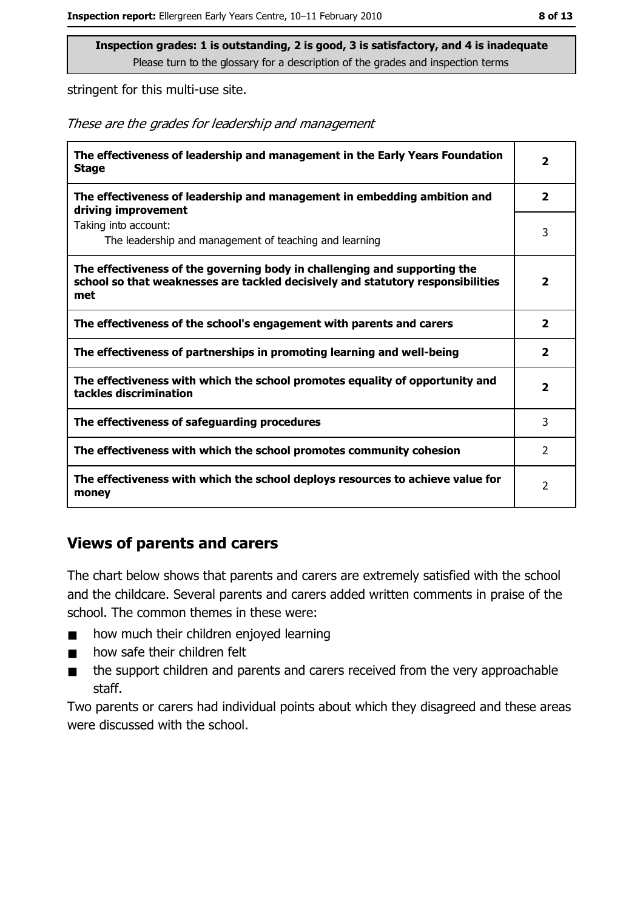**Inspection grades: 1 is outstanding, 2 is good, 3 is satisfactory, and 4 is inadequate**
Please turn to the glossary for a description of the grades and inspection terms

stringent for this multi-use site.

*These are the grades for leadership and management*

| | |
|---|---|
| **The effectiveness of leadership and management in the Early Years Foundation Stage** | **2** |
| **The effectiveness of leadership and management in embedding ambition and driving improvement** | **2** |
| Taking into account: The leadership and management of teaching and learning | 3 |
| **The effectiveness of the governing body in challenging and supporting the school so that weaknesses are tackled decisively and statutory responsibilities met** | **2** |
| **The effectiveness of the school's engagement with parents and carers** | **2** |
| **The effectiveness of partnerships in promoting learning and well-being** | **2** |
| **The effectiveness with which the school promotes equality of opportunity and tackles discrimination** | **2** |
| **The effectiveness of safeguarding procedures** | 3 |
| **The effectiveness with which the school promotes community cohesion** | 2 |
| **The effectiveness with which the school deploys resources to achieve value for money** | 2 |

## Views of parents and carers

The chart below shows that parents and carers are extremely satisfied with the school and the childcare. Several parents and carers added written comments in praise of the school. The common themes in these were:

- how much their children enjoyed learning
- how safe their children felt
- the support children and parents and carers received from the very approachable staff.

Two parents or carers had individual points about which they disagreed and these areas were discussed with the school.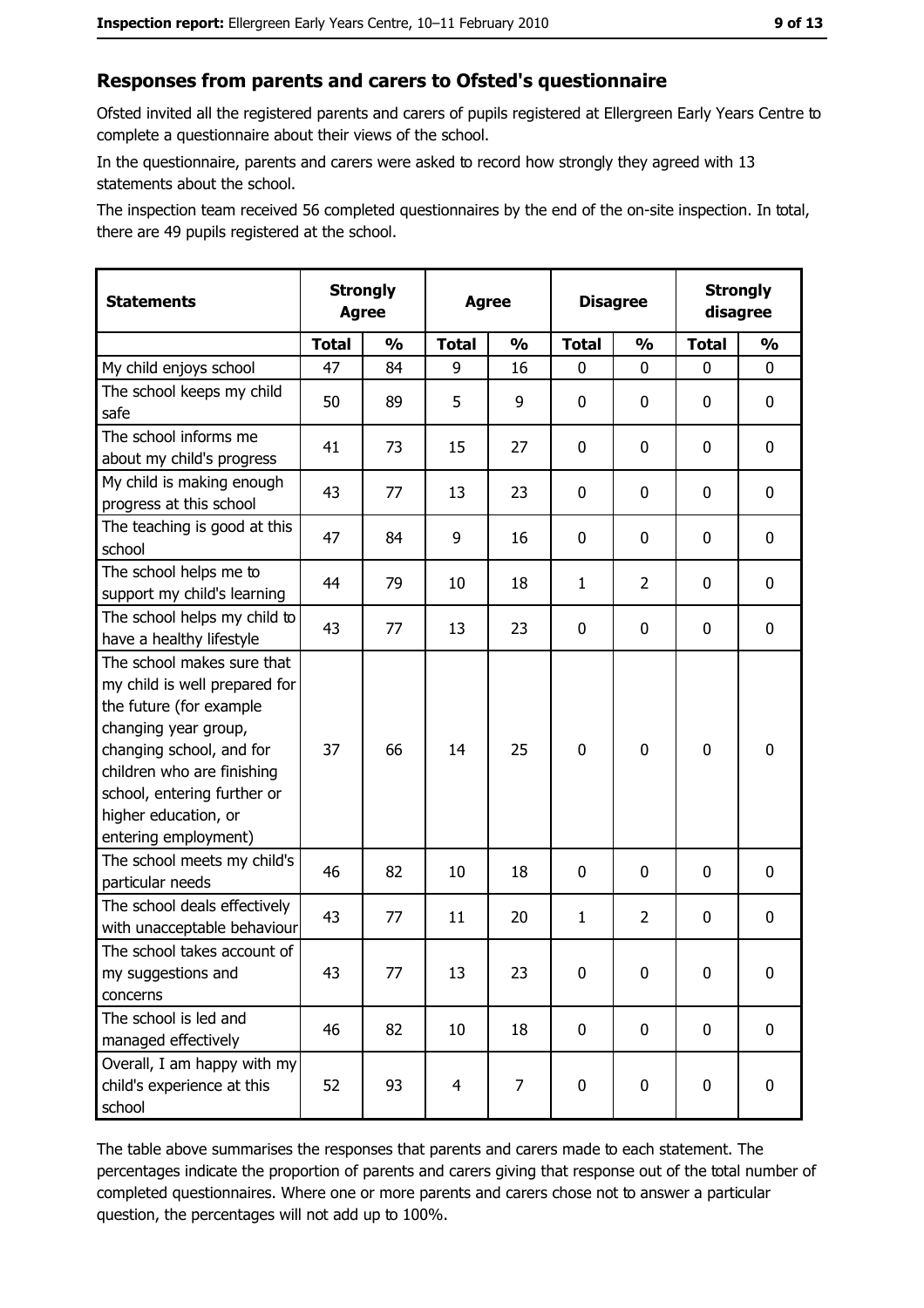## Responses from parents and carers to Ofsted's questionnaire

Ofsted invited all the registered parents and carers of pupils registered at Ellergreen Early Years Centre to complete a questionnaire about their views of the school.

In the questionnaire, parents and carers were asked to record how strongly they agreed with 13 statements about the school.

The inspection team received 56 completed questionnaires by the end of the on-site inspection. In total, there are 49 pupils registered at the school.

| Statements | Strongly Agree | | Agree | | Disagree | | Strongly disagree | |
|---|---|---|---|---|---|---|---|---|
| | Total | % | Total | % | Total | % | Total | % |
| My child enjoys school | 47 | 84 | 9 | 16 | 0 | 0 | 0 | 0 |
| The school keeps my child safe | 50 | 89 | 5 | 9 | 0 | 0 | 0 | 0 |
| The school informs me about my child's progress | 41 | 73 | 15 | 27 | 0 | 0 | 0 | 0 |
| My child is making enough progress at this school | 43 | 77 | 13 | 23 | 0 | 0 | 0 | 0 |
| The teaching is good at this school | 47 | 84 | 9 | 16 | 0 | 0 | 0 | 0 |
| The school helps me to support my child's learning | 44 | 79 | 10 | 18 | 1 | 2 | 0 | 0 |
| The school helps my child to have a healthy lifestyle | 43 | 77 | 13 | 23 | 0 | 0 | 0 | 0 |
| The school makes sure that my child is well prepared for the future (for example changing year group, changing school, and for children who are finishing school, entering further or higher education, or entering employment) | 37 | 66 | 14 | 25 | 0 | 0 | 0 | 0 |
| The school meets my child's particular needs | 46 | 82 | 10 | 18 | 0 | 0 | 0 | 0 |
| The school deals effectively with unacceptable behaviour | 43 | 77 | 11 | 20 | 1 | 2 | 0 | 0 |
| The school takes account of my suggestions and concerns | 43 | 77 | 13 | 23 | 0 | 0 | 0 | 0 |
| The school is led and managed effectively | 46 | 82 | 10 | 18 | 0 | 0 | 0 | 0 |
| Overall, I am happy with my child's experience at this school | 52 | 93 | 4 | 7 | 0 | 0 | 0 | 0 |

The table above summarises the responses that parents and carers made to each statement. The percentages indicate the proportion of parents and carers giving that response out of the total number of completed questionnaires. Where one or more parents and carers chose not to answer a particular question, the percentages will not add up to 100%.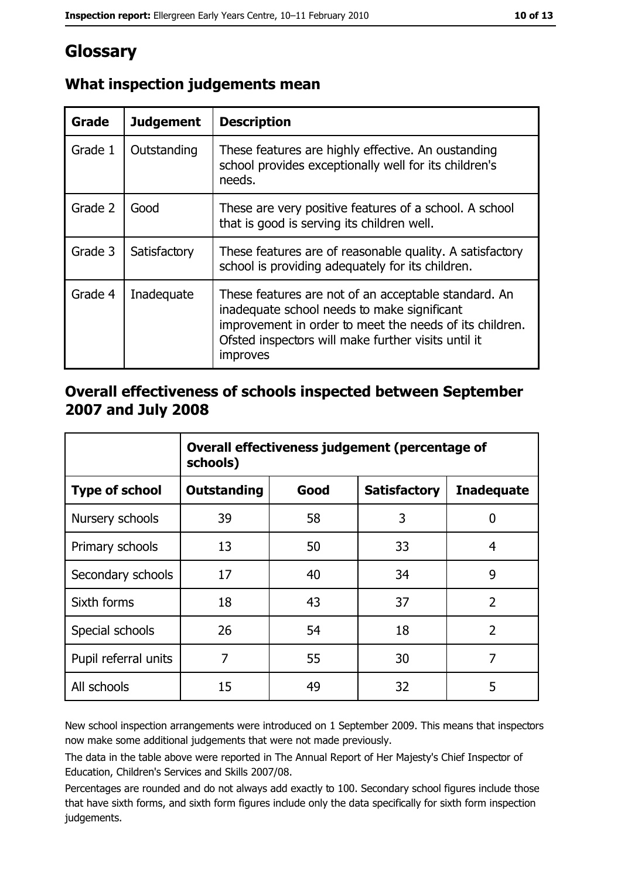# Glossary

## What inspection judgements mean

| Grade | Judgement | Description |
|---|---|---|
| Grade 1 | Outstanding | These features are highly effective. An oustanding school provides exceptionally well for its children's needs. |
| Grade 2 | Good | These are very positive features of a school. A school that is good is serving its children well. |
| Grade 3 | Satisfactory | These features are of reasonable quality. A satisfactory school is providing adequately for its children. |
| Grade 4 | Inadequate | These features are not of an acceptable standard. An inadequate school needs to make significant improvement in order to meet the needs of its children. Ofsted inspectors will make further visits until it improves |

## Overall effectiveness of schools inspected between September 2007 and July 2008

| | Overall effectiveness judgement (percentage of schools) | | | |
|---|---|---|---|---|
| **Type of school** | **Outstanding** | **Good** | **Satisfactory** | **Inadequate** |
| Nursery schools | 39 | 58 | 3 | 0 |
| Primary schools | 13 | 50 | 33 | 4 |
| Secondary schools | 17 | 40 | 34 | 9 |
| Sixth forms | 18 | 43 | 37 | 2 |
| Special schools | 26 | 54 | 18 | 2 |
| Pupil referral units | 7 | 55 | 30 | 7 |
| All schools | 15 | 49 | 32 | 5 |

New school inspection arrangements were introduced on 1 September 2009. This means that inspectors now make some additional judgements that were not made previously.

The data in the table above were reported in The Annual Report of Her Majesty's Chief Inspector of Education, Children's Services and Skills 2007/08.

Percentages are rounded and do not always add exactly to 100. Secondary school figures include those that have sixth forms, and sixth form figures include only the data specifically for sixth form inspection judgements.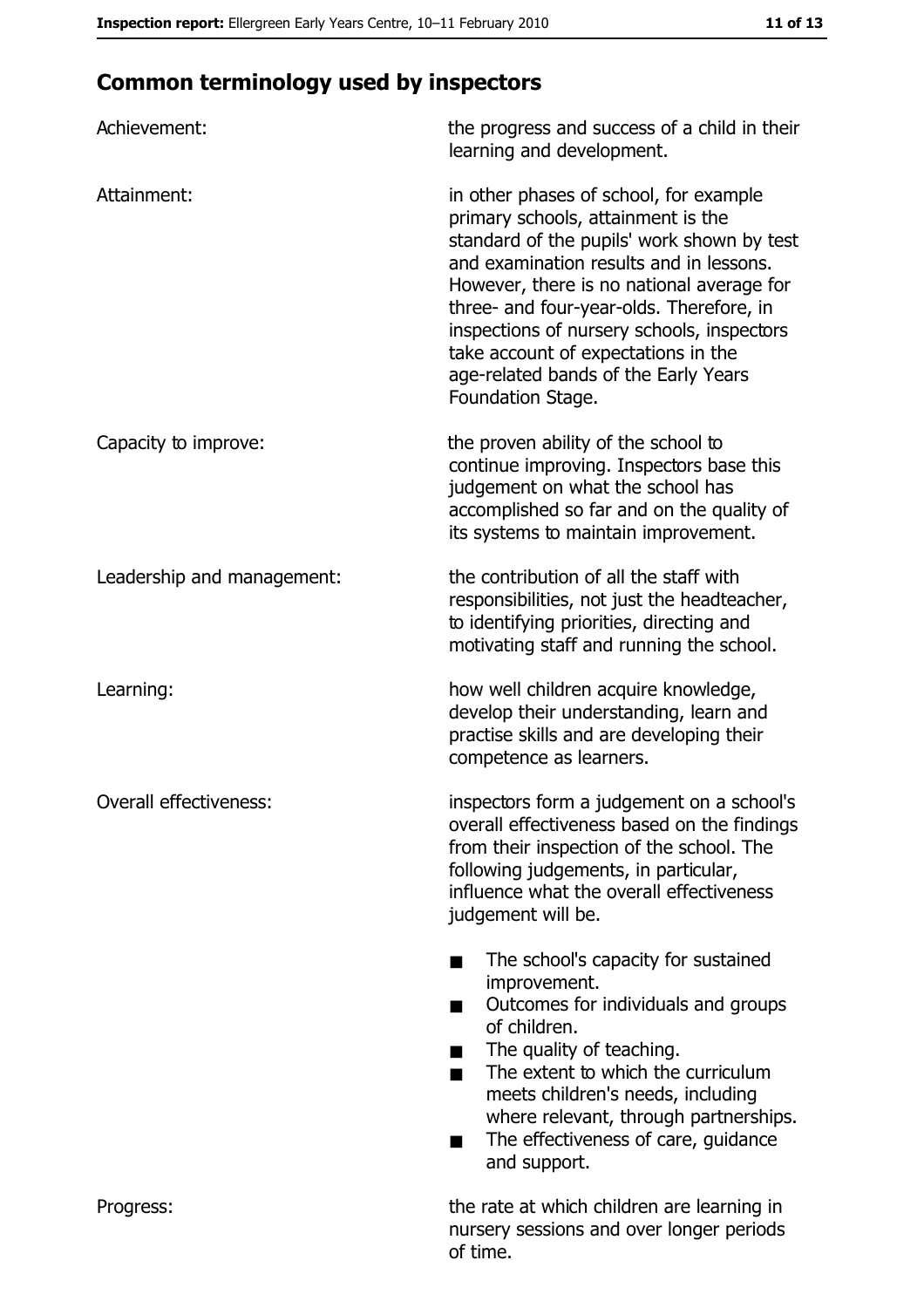## Common terminology used by inspectors

| | |
|---|---|
| Achievement: | the progress and success of a child in their learning and development. |
| Attainment: | in other phases of school, for example primary schools, attainment is the standard of the pupils' work shown by test and examination results and in lessons. However, there is no national average for three- and four-year-olds. Therefore, in inspections of nursery schools, inspectors take account of expectations in the age-related bands of the Early Years Foundation Stage. |
| Capacity to improve: | the proven ability of the school to continue improving. Inspectors base this judgement on what the school has accomplished so far and on the quality of its systems to maintain improvement. |
| Leadership and management: | the contribution of all the staff with responsibilities, not just the headteacher, to identifying priorities, directing and motivating staff and running the school. |
| Learning: | how well children acquire knowledge, develop their understanding, learn and practise skills and are developing their competence as learners. |
| Overall effectiveness: | inspectors form a judgement on a school's overall effectiveness based on the findings from their inspection of the school. The following judgements, in particular, influence what the overall effectiveness judgement will be.<br>■ The school's capacity for sustained improvement.<br>■ Outcomes for individuals and groups of children.<br>■ The quality of teaching.<br>■ The extent to which the curriculum meets children's needs, including where relevant, through partnerships.<br>■ The effectiveness of care, guidance and support. |
| Progress: | the rate at which children are learning in nursery sessions and over longer periods of time. |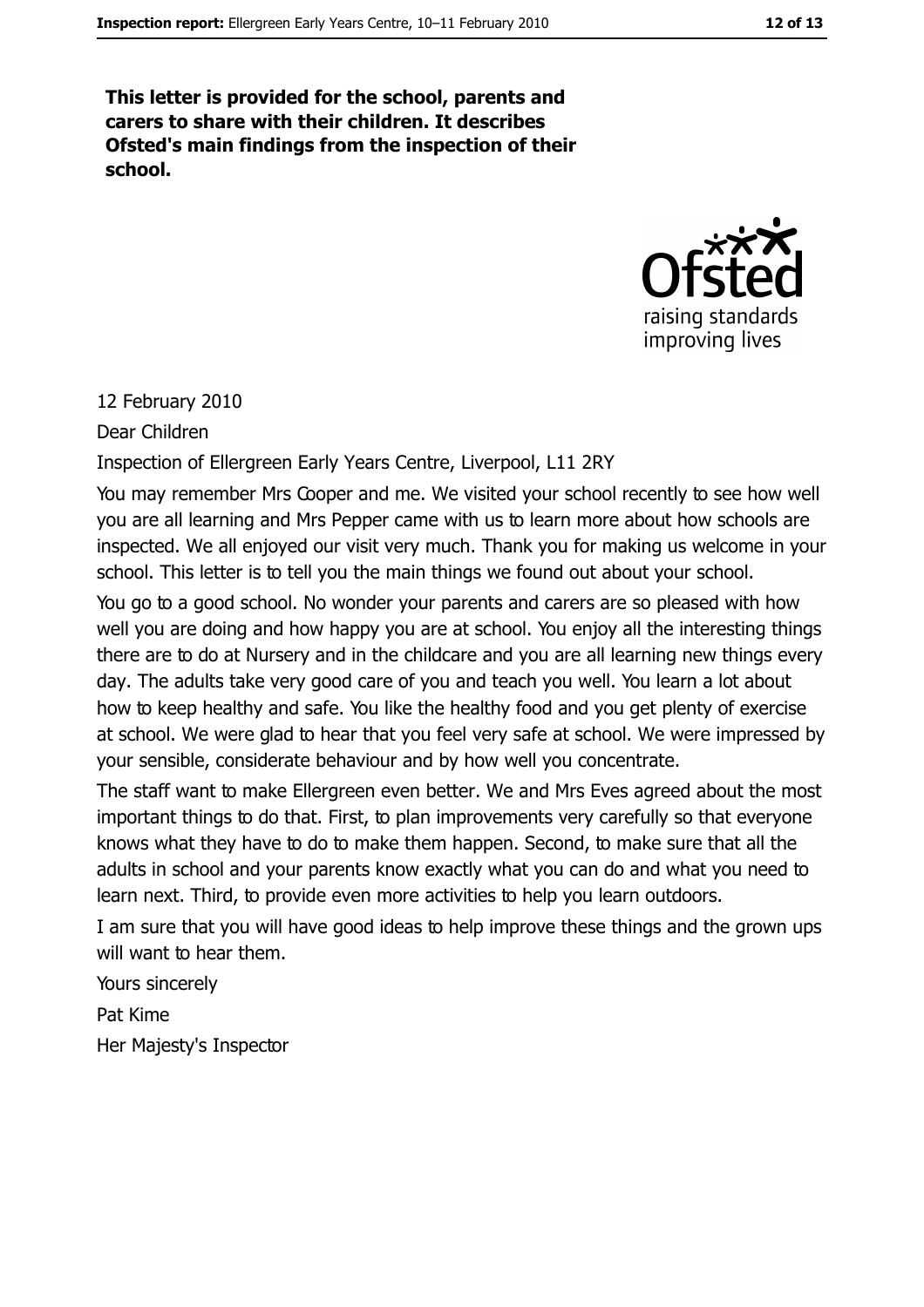**This letter is provided for the school, parents and carers to share with their children. It describes Ofsted's main findings from the inspection of their school.**

Ofsted
raising standards
improving lives

12 February 2010

Dear Children

Inspection of Ellergreen Early Years Centre, Liverpool, L11 2RY

You may remember Mrs Cooper and me. We visited your school recently to see how well you are all learning and Mrs Pepper came with us to learn more about how schools are inspected. We all enjoyed our visit very much. Thank you for making us welcome in your school. This letter is to tell you the main things we found out about your school.

You go to a good school. No wonder your parents and carers are so pleased with how well you are doing and how happy you are at school. You enjoy all the interesting things there are to do at Nursery and in the childcare and you are all learning new things every day. The adults take very good care of you and teach you well. You learn a lot about how to keep healthy and safe. You like the healthy food and you get plenty of exercise at school. We were glad to hear that you feel very safe at school. We were impressed by your sensible, considerate behaviour and by how well you concentrate.

The staff want to make Ellergreen even better. We and Mrs Eves agreed about the most important things to do that. First, to plan improvements very carefully so that everyone knows what they have to do to make them happen. Second, to make sure that all the adults in school and your parents know exactly what you can do and what you need to learn next. Third, to provide even more activities to help you learn outdoors.

I am sure that you will have good ideas to help improve these things and the grown ups will want to hear them.

Yours sincerely

Pat Kime

Her Majesty's Inspector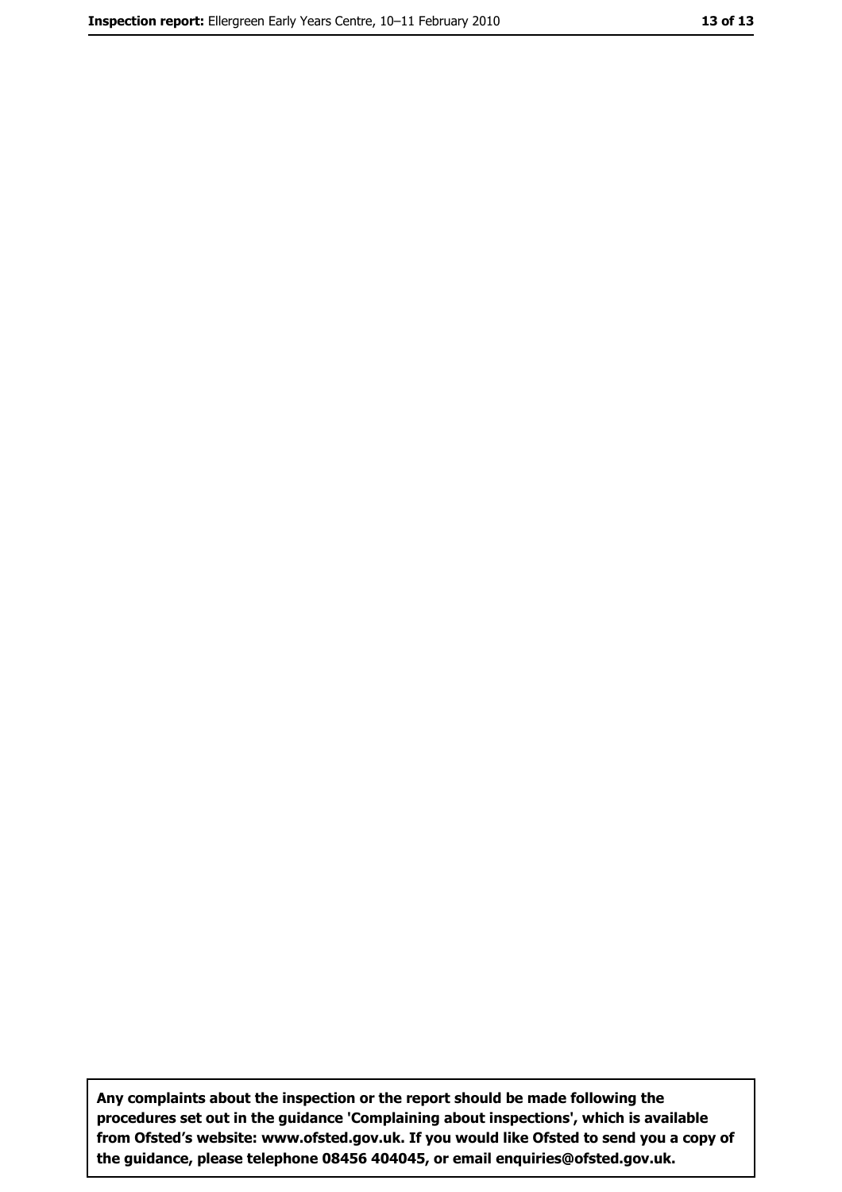**Any complaints about the inspection or the report should be made following the procedures set out in the guidance 'Complaining about inspections', which is available from Ofsted's website: www.ofsted.gov.uk. If you would like Ofsted to send you a copy of the guidance, please telephone 08456 404045, or email enquiries@ofsted.gov.uk.**